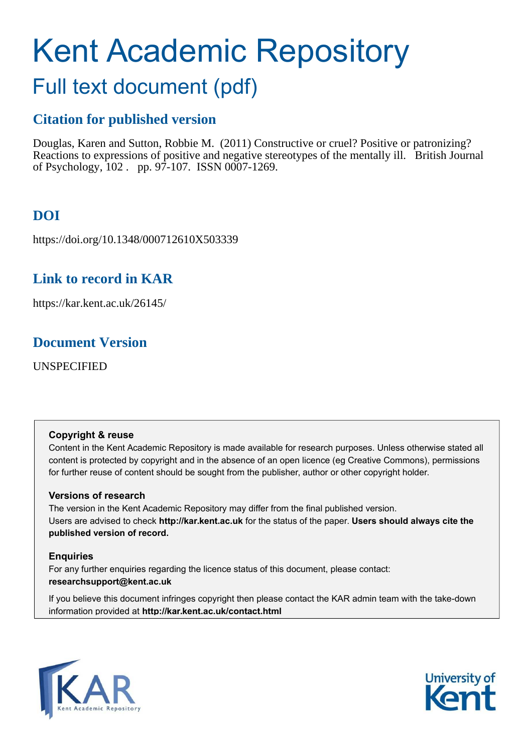# Kent Academic Repository

## Full text document (pdf)

## Citation for published version

Douglas, Karen and Sutton, Robbie M. (2011) Constructive or cruel? Positive or patronizing? Reactions to expressions of positive and negative stereotypes of the mentally ill. British Journal of Psychology, 102 . pp. 97-107. ISSN 0007-1269.

## DOI

https://doi.org/10.1348/000712610X503339

## Link to record in KAR

https://kar.kent.ac.uk/26145/

## Document Version

UNSPECIFIED

**Copyright & reuse**

Content in the Kent Academic Repository is made available for research purposes. Unless otherwise stated all content is protected by copyright and in the absence of an open licence (eg Creative Commons), permissions for further reuse of content should be sought from the publisher, author or other copyright holder.

**Versions of research**

The version in the Kent Academic Repository may differ from the final published version. Users are advised to check **http://kar.kent.ac.uk** for the status of the paper. **Users should always cite the published version of record.**

**Enquiries**

For any further enquiries regarding the licence status of this document, please contact: **researchsupport@kent.ac.uk**

If you believe this document infringes copyright then please contact the KAR admin team with the take-down information provided at **http://kar.kent.ac.uk/contact.html**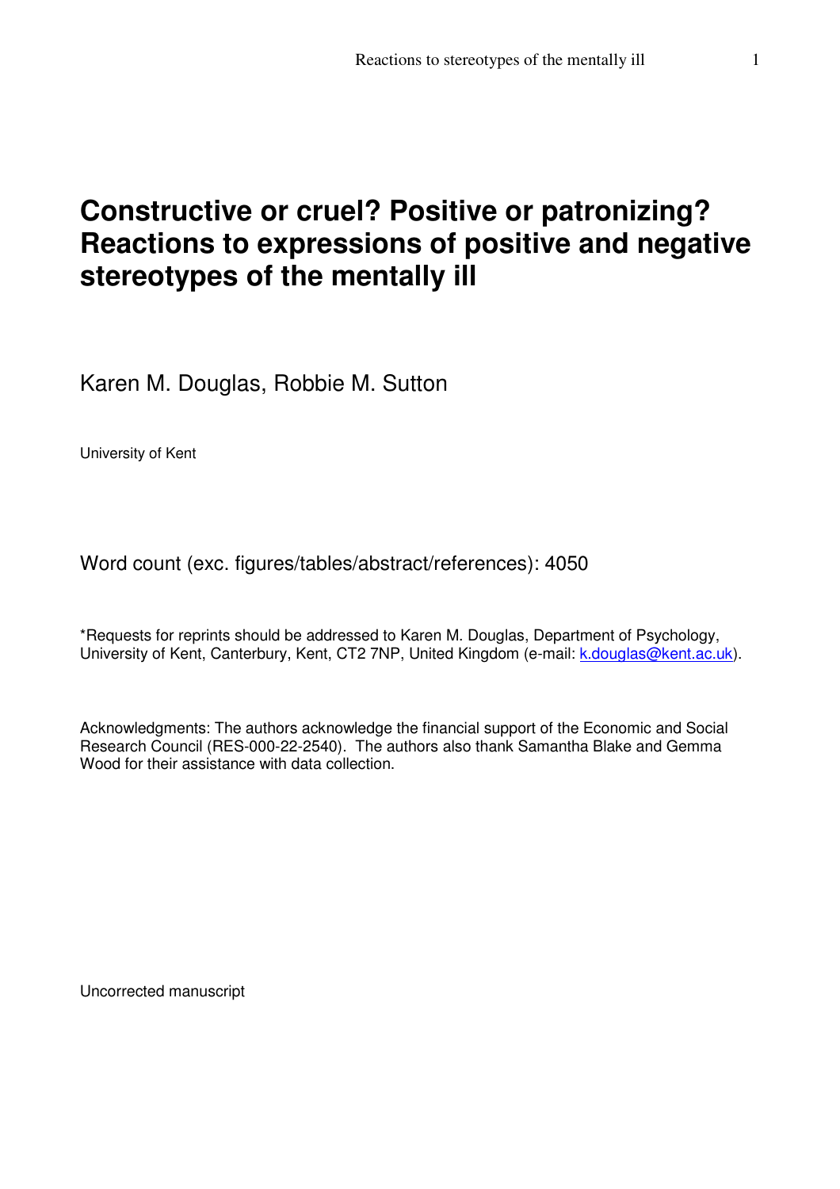# Constructive or cruel? Positive or patronizing? Reactions to expressions of positive and negative stereotypes of the mentally ill

Karen M. Douglas, Robbie M. Sutton

University of Kent

Word count (exc. figures/tables/abstract/references): 4050

*Requests for reprints should be addressed to Karen M. Douglas, Department of Psychology, University of Kent, Canterbury, Kent, CT2 7NP, United Kingdom (e-mail: k.douglas@kent.ac.uk).

Acknowledgments: The authors acknowledge the financial support of the Economic and Social Research Council (RES-000-22-2540). The authors also thank Samantha Blake and Gemma Wood for their assistance with data collection.

Uncorrected manuscript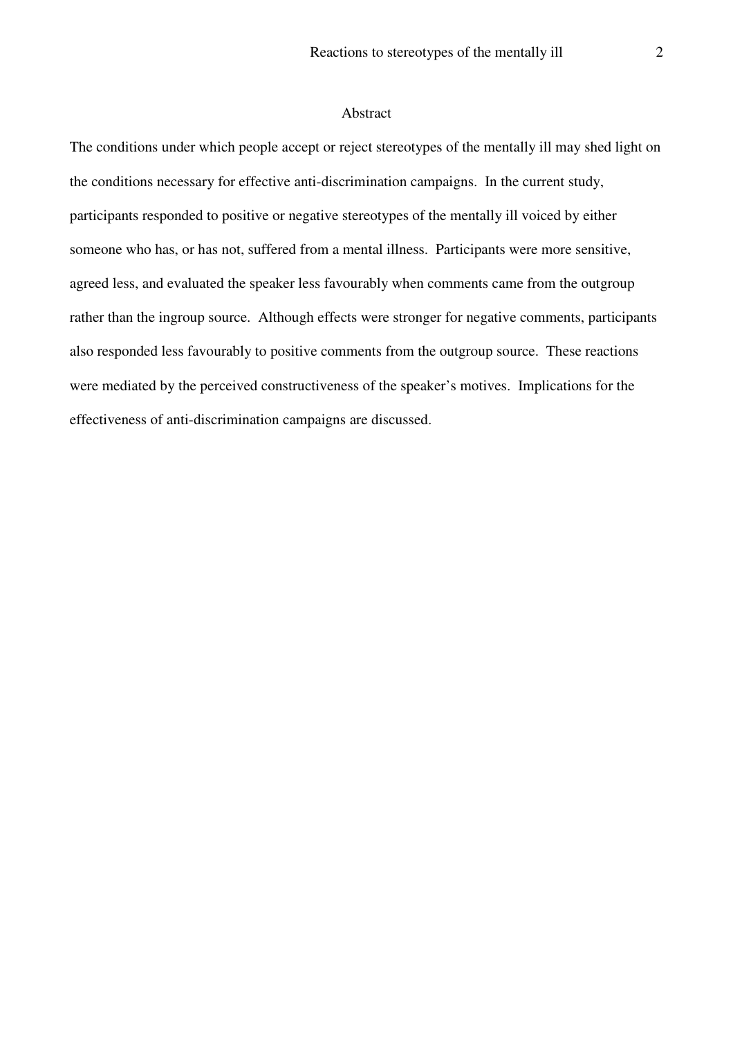## Abstract

The conditions under which people accept or reject stereotypes of the mentally ill may shed light on the conditions necessary for effective anti-discrimination campaigns. In the current study, participants responded to positive or negative stereotypes of the mentally ill voiced by either someone who has, or has not, suffered from a mental illness. Participants were more sensitive, agreed less, and evaluated the speaker less favourably when comments came from the outgroup rather than the ingroup source. Although effects were stronger for negative comments, participants also responded less favourably to positive comments from the outgroup source. These reactions were mediated by the perceived constructiveness of the speaker's motives. Implications for the effectiveness of anti-discrimination campaigns are discussed.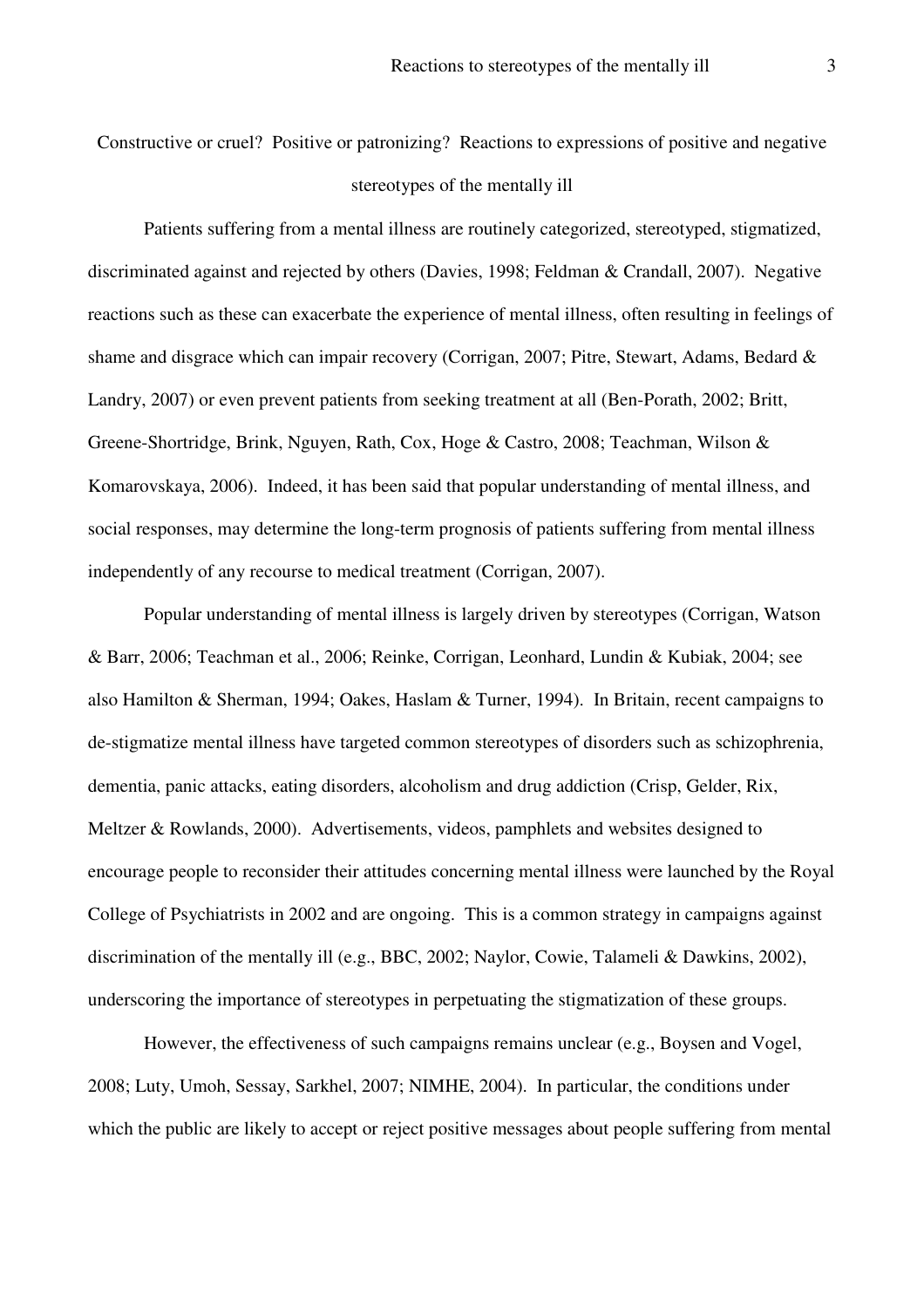# Constructive or cruel? Positive or patronizing? Reactions to expressions of positive and negative stereotypes of the mentally ill

Patients suffering from a mental illness are routinely categorized, stereotyped, stigmatized, discriminated against and rejected by others (Davies, 1998; Feldman & Crandall, 2007). Negative reactions such as these can exacerbate the experience of mental illness, often resulting in feelings of shame and disgrace which can impair recovery (Corrigan, 2007; Pitre, Stewart, Adams, Bedard & Landry, 2007) or even prevent patients from seeking treatment at all (Ben-Porath, 2002; Britt, Greene-Shortridge, Brink, Nguyen, Rath, Cox, Hoge & Castro, 2008; Teachman, Wilson & Komarovskaya, 2006). Indeed, it has been said that popular understanding of mental illness, and social responses, may determine the long-term prognosis of patients suffering from mental illness independently of any recourse to medical treatment (Corrigan, 2007).

Popular understanding of mental illness is largely driven by stereotypes (Corrigan, Watson & Barr, 2006; Teachman et al., 2006; Reinke, Corrigan, Leonhard, Lundin & Kubiak, 2004; see also Hamilton & Sherman, 1994; Oakes, Haslam & Turner, 1994). In Britain, recent campaigns to de-stigmatize mental illness have targeted common stereotypes of disorders such as schizophrenia, dementia, panic attacks, eating disorders, alcoholism and drug addiction (Crisp, Gelder, Rix, Meltzer & Rowlands, 2000). Advertisements, videos, pamphlets and websites designed to encourage people to reconsider their attitudes concerning mental illness were launched by the Royal College of Psychiatrists in 2002 and are ongoing. This is a common strategy in campaigns against discrimination of the mentally ill (e.g., BBC, 2002; Naylor, Cowie, Talameli & Dawkins, 2002), underscoring the importance of stereotypes in perpetuating the stigmatization of these groups.

However, the effectiveness of such campaigns remains unclear (e.g., Boysen and Vogel, 2008; Luty, Umoh, Sessay, Sarkhel, 2007; NIMHE, 2004). In particular, the conditions under which the public are likely to accept or reject positive messages about people suffering from mental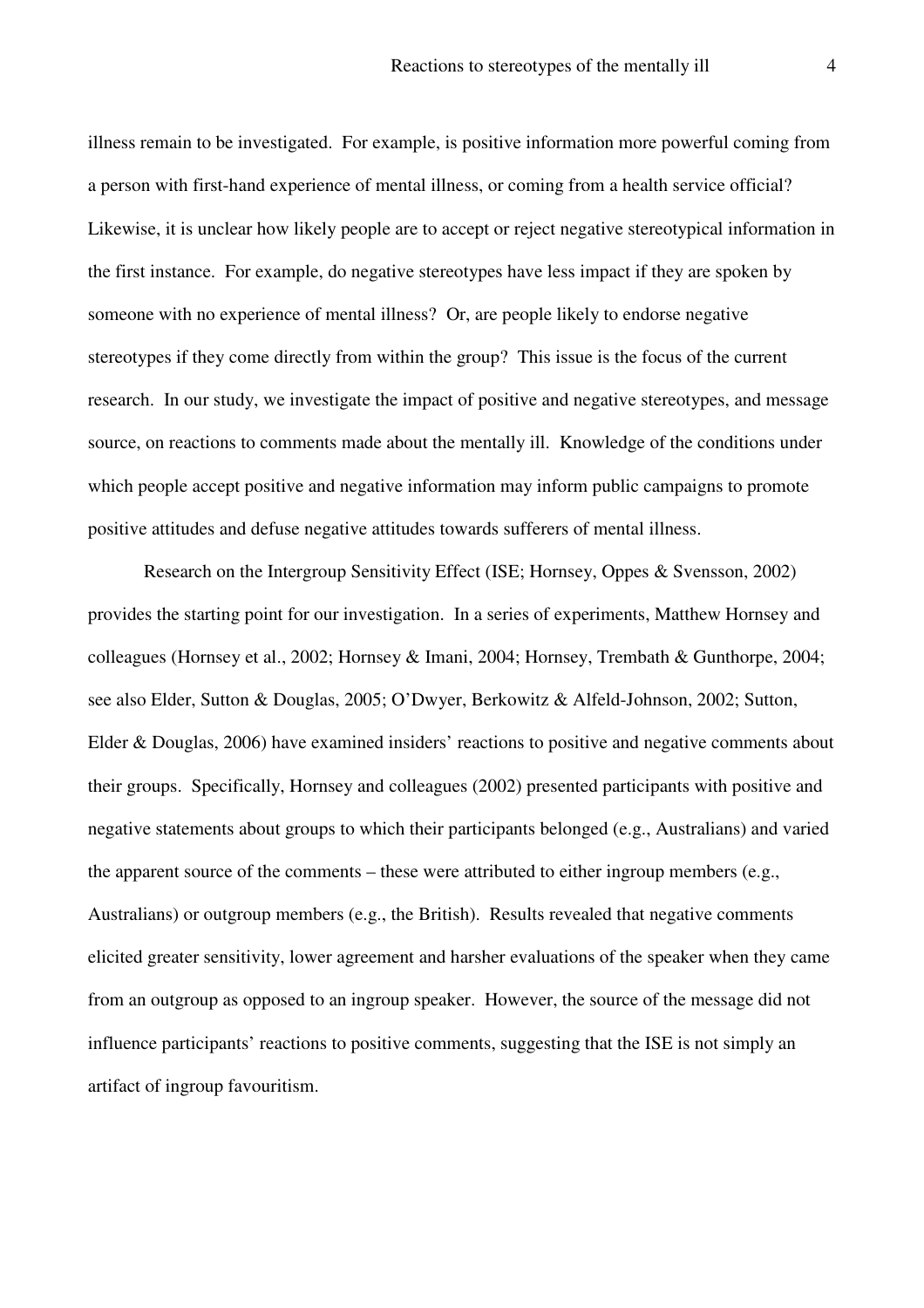illness remain to be investigated. For example, is positive information more powerful coming from a person with first-hand experience of mental illness, or coming from a health service official? Likewise, it is unclear how likely people are to accept or reject negative stereotypical information in the first instance. For example, do negative stereotypes have less impact if they are spoken by someone with no experience of mental illness? Or, are people likely to endorse negative stereotypes if they come directly from within the group? This issue is the focus of the current research. In our study, we investigate the impact of positive and negative stereotypes, and message source, on reactions to comments made about the mentally ill. Knowledge of the conditions under which people accept positive and negative information may inform public campaigns to promote positive attitudes and defuse negative attitudes towards sufferers of mental illness.

Research on the Intergroup Sensitivity Effect (ISE; Hornsey, Oppes & Svensson, 2002) provides the starting point for our investigation. In a series of experiments, Matthew Hornsey and colleagues (Hornsey et al., 2002; Hornsey & Imani, 2004; Hornsey, Trembath & Gunthorpe, 2004; see also Elder, Sutton & Douglas, 2005; O'Dwyer, Berkowitz & Alfeld-Johnson, 2002; Sutton, Elder & Douglas, 2006) have examined insiders' reactions to positive and negative comments about their groups. Specifically, Hornsey and colleagues (2002) presented participants with positive and negative statements about groups to which their participants belonged (e.g., Australians) and varied the apparent source of the comments – these were attributed to either ingroup members (e.g., Australians) or outgroup members (e.g., the British). Results revealed that negative comments elicited greater sensitivity, lower agreement and harsher evaluations of the speaker when they came from an outgroup as opposed to an ingroup speaker. However, the source of the message did not influence participants' reactions to positive comments, suggesting that the ISE is not simply an artifact of ingroup favouritism.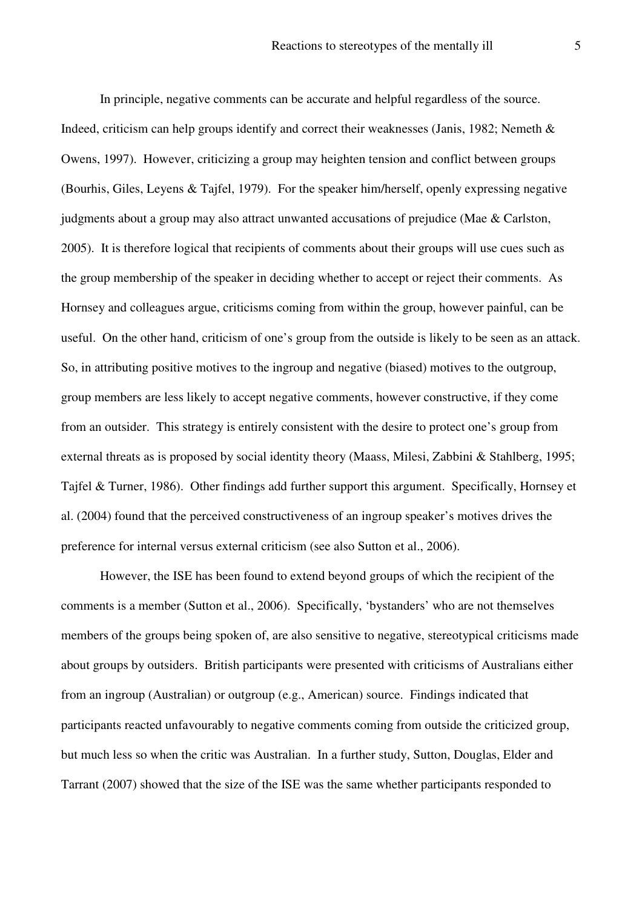In principle, negative comments can be accurate and helpful regardless of the source. Indeed, criticism can help groups identify and correct their weaknesses (Janis, 1982; Nemeth & Owens, 1997). However, criticizing a group may heighten tension and conflict between groups (Bourhis, Giles, Leyens & Tajfel, 1979). For the speaker him/herself, openly expressing negative judgments about a group may also attract unwanted accusations of prejudice (Mae & Carlston, 2005). It is therefore logical that recipients of comments about their groups will use cues such as the group membership of the speaker in deciding whether to accept or reject their comments. As Hornsey and colleagues argue, criticisms coming from within the group, however painful, can be useful. On the other hand, criticism of one's group from the outside is likely to be seen as an attack. So, in attributing positive motives to the ingroup and negative (biased) motives to the outgroup, group members are less likely to accept negative comments, however constructive, if they come from an outsider. This strategy is entirely consistent with the desire to protect one's group from external threats as is proposed by social identity theory (Maass, Milesi, Zabbini & Stahlberg, 1995; Tajfel & Turner, 1986). Other findings add further support this argument. Specifically, Hornsey et al. (2004) found that the perceived constructiveness of an ingroup speaker's motives drives the preference for internal versus external criticism (see also Sutton et al., 2006).

However, the ISE has been found to extend beyond groups of which the recipient of the comments is a member (Sutton et al., 2006). Specifically, 'bystanders' who are not themselves members of the groups being spoken of, are also sensitive to negative, stereotypical criticisms made about groups by outsiders. British participants were presented with criticisms of Australians either from an ingroup (Australian) or outgroup (e.g., American) source. Findings indicated that participants reacted unfavourably to negative comments coming from outside the criticized group, but much less so when the critic was Australian. In a further study, Sutton, Douglas, Elder and Tarrant (2007) showed that the size of the ISE was the same whether participants responded to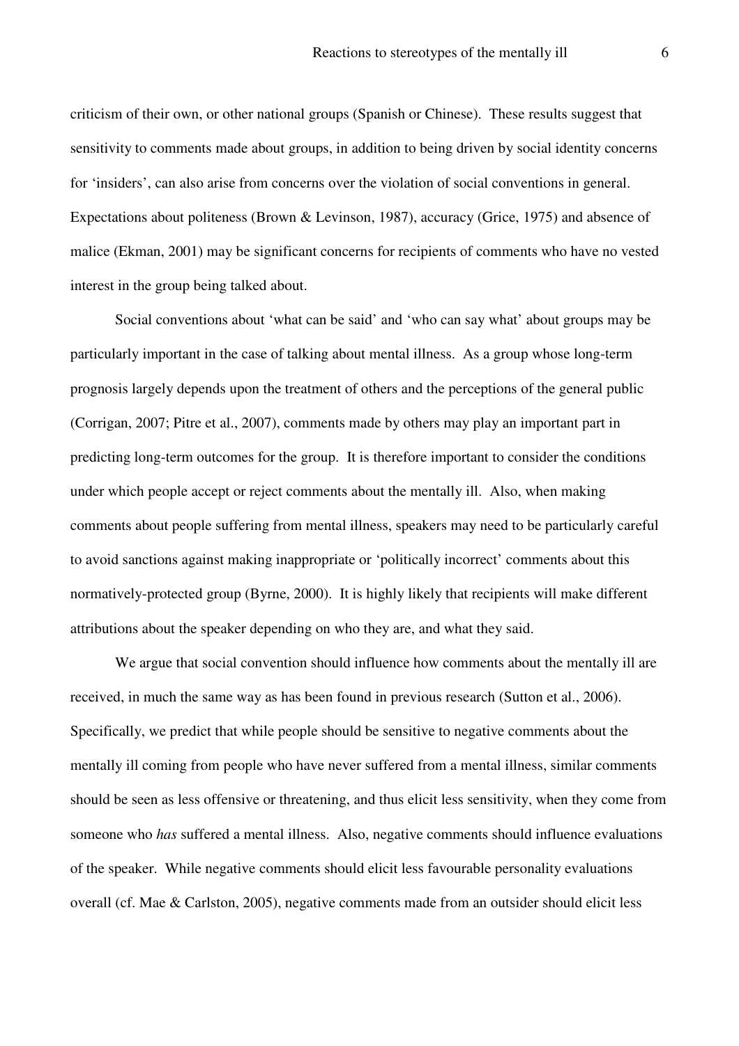criticism of their own, or other national groups (Spanish or Chinese). These results suggest that sensitivity to comments made about groups, in addition to being driven by social identity concerns for 'insiders', can also arise from concerns over the violation of social conventions in general. Expectations about politeness (Brown & Levinson, 1987), accuracy (Grice, 1975) and absence of malice (Ekman, 2001) may be significant concerns for recipients of comments who have no vested interest in the group being talked about.

Social conventions about 'what can be said' and 'who can say what' about groups may be particularly important in the case of talking about mental illness. As a group whose long-term prognosis largely depends upon the treatment of others and the perceptions of the general public (Corrigan, 2007; Pitre et al., 2007), comments made by others may play an important part in predicting long-term outcomes for the group. It is therefore important to consider the conditions under which people accept or reject comments about the mentally ill. Also, when making comments about people suffering from mental illness, speakers may need to be particularly careful to avoid sanctions against making inappropriate or 'politically incorrect' comments about this normatively-protected group (Byrne, 2000). It is highly likely that recipients will make different attributions about the speaker depending on who they are, and what they said.

We argue that social convention should influence how comments about the mentally ill are received, in much the same way as has been found in previous research (Sutton et al., 2006). Specifically, we predict that while people should be sensitive to negative comments about the mentally ill coming from people who have never suffered from a mental illness, similar comments should be seen as less offensive or threatening, and thus elicit less sensitivity, when they come from someone who *has* suffered a mental illness. Also, negative comments should influence evaluations of the speaker. While negative comments should elicit less favourable personality evaluations overall (cf. Mae & Carlston, 2005), negative comments made from an outsider should elicit less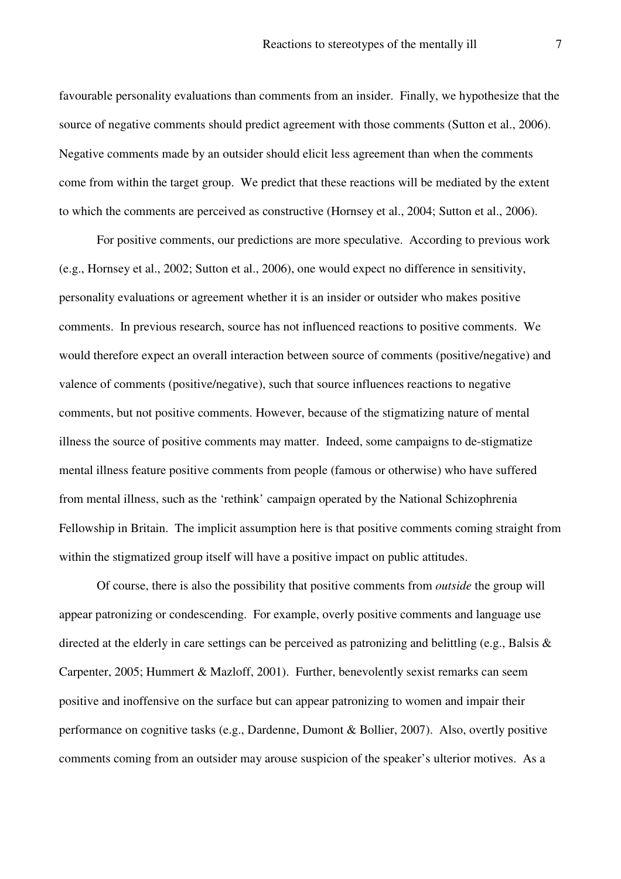favourable personality evaluations than comments from an insider. Finally, we hypothesize that the source of negative comments should predict agreement with those comments (Sutton et al., 2006). Negative comments made by an outsider should elicit less agreement than when the comments come from within the target group. We predict that these reactions will be mediated by the extent to which the comments are perceived as constructive (Hornsey et al., 2004; Sutton et al., 2006).

For positive comments, our predictions are more speculative. According to previous work (e.g., Hornsey et al., 2002; Sutton et al., 2006), one would expect no difference in sensitivity, personality evaluations or agreement whether it is an insider or outsider who makes positive comments. In previous research, source has not influenced reactions to positive comments. We would therefore expect an overall interaction between source of comments (positive/negative) and valence of comments (positive/negative), such that source influences reactions to negative comments, but not positive comments. However, because of the stigmatizing nature of mental illness the source of positive comments may matter. Indeed, some campaigns to de-stigmatize mental illness feature positive comments from people (famous or otherwise) who have suffered from mental illness, such as the 'rethink' campaign operated by the National Schizophrenia Fellowship in Britain. The implicit assumption here is that positive comments coming straight from within the stigmatized group itself will have a positive impact on public attitudes.

Of course, there is also the possibility that positive comments from *outside* the group will appear patronizing or condescending. For example, overly positive comments and language use directed at the elderly in care settings can be perceived as patronizing and belittling (e.g., Balsis & Carpenter, 2005; Hummert & Mazloff, 2001). Further, benevolently sexist remarks can seem positive and inoffensive on the surface but can appear patronizing to women and impair their performance on cognitive tasks (e.g., Dardenne, Dumont & Bollier, 2007). Also, overtly positive comments coming from an outsider may arouse suspicion of the speaker's ulterior motives. As a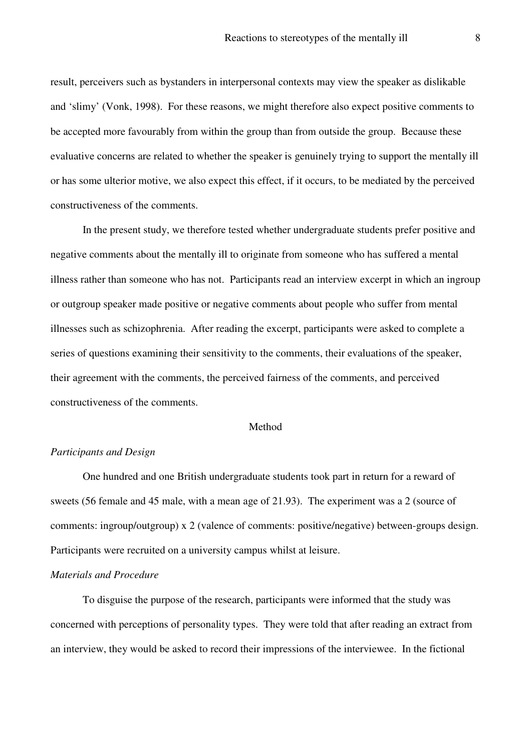result, perceivers such as bystanders in interpersonal contexts may view the speaker as dislikable and 'slimy' (Vonk, 1998). For these reasons, we might therefore also expect positive comments to be accepted more favourably from within the group than from outside the group. Because these evaluative concerns are related to whether the speaker is genuinely trying to support the mentally ill or has some ulterior motive, we also expect this effect, if it occurs, to be mediated by the perceived constructiveness of the comments.

In the present study, we therefore tested whether undergraduate students prefer positive and negative comments about the mentally ill to originate from someone who has suffered a mental illness rather than someone who has not. Participants read an interview excerpt in which an ingroup or outgroup speaker made positive or negative comments about people who suffer from mental illnesses such as schizophrenia. After reading the excerpt, participants were asked to complete a series of questions examining their sensitivity to the comments, their evaluations of the speaker, their agreement with the comments, the perceived fairness of the comments, and perceived constructiveness of the comments.

# Method

## *Participants and Design*

One hundred and one British undergraduate students took part in return for a reward of sweets (56 female and 45 male, with a mean age of 21.93). The experiment was a 2 (source of comments: ingroup/outgroup) x 2 (valence of comments: positive/negative) between-groups design. Participants were recruited on a university campus whilst at leisure.

## *Materials and Procedure*

To disguise the purpose of the research, participants were informed that the study was concerned with perceptions of personality types. They were told that after reading an extract from an interview, they would be asked to record their impressions of the interviewee. In the fictional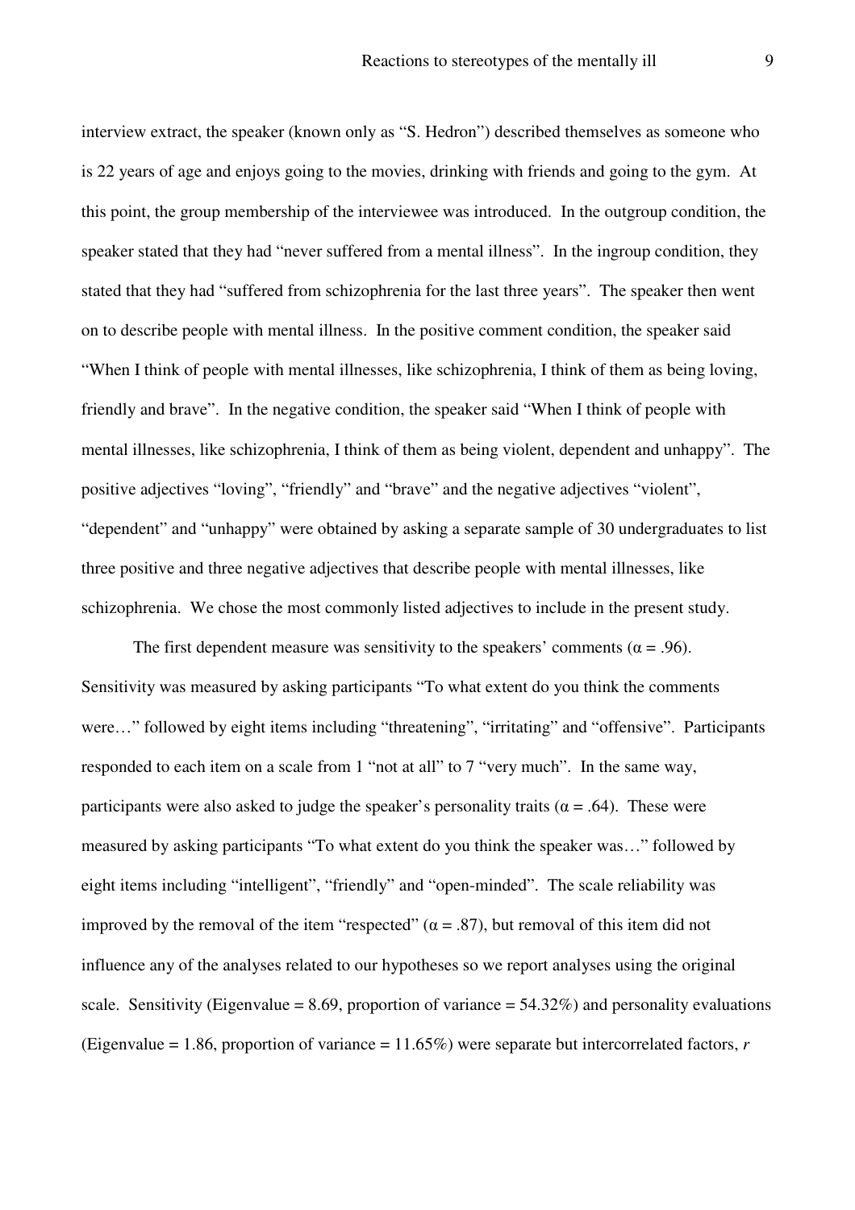interview extract, the speaker (known only as "S. Hedron") described themselves as someone who is 22 years of age and enjoys going to the movies, drinking with friends and going to the gym. At this point, the group membership of the interviewee was introduced. In the outgroup condition, the speaker stated that they had "never suffered from a mental illness". In the ingroup condition, they stated that they had "suffered from schizophrenia for the last three years". The speaker then went on to describe people with mental illness. In the positive comment condition, the speaker said "When I think of people with mental illnesses, like schizophrenia, I think of them as being loving, friendly and brave". In the negative condition, the speaker said "When I think of people with mental illnesses, like schizophrenia, I think of them as being violent, dependent and unhappy". The positive adjectives "loving", "friendly" and "brave" and the negative adjectives "violent", "dependent" and "unhappy" were obtained by asking a separate sample of 30 undergraduates to list three positive and three negative adjectives that describe people with mental illnesses, like schizophrenia. We chose the most commonly listed adjectives to include in the present study.

The first dependent measure was sensitivity to the speakers' comments ($\alpha = .96$). Sensitivity was measured by asking participants "To what extent do you think the comments were…" followed by eight items including "threatening", "irritating" and "offensive". Participants responded to each item on a scale from 1 "not at all" to 7 "very much". In the same way, participants were also asked to judge the speaker's personality traits ($\alpha = .64$). These were measured by asking participants "To what extent do you think the speaker was…" followed by eight items including "intelligent", "friendly" and "open-minded". The scale reliability was improved by the removal of the item "respected" ($\alpha = .87$), but removal of this item did not influence any of the analyses related to our hypotheses so we report analyses using the original scale. Sensitivity (Eigenvalue = 8.69, proportion of variance = 54.32%) and personality evaluations (Eigenvalue = 1.86, proportion of variance = 11.65%) were separate but intercorrelated factors, $r$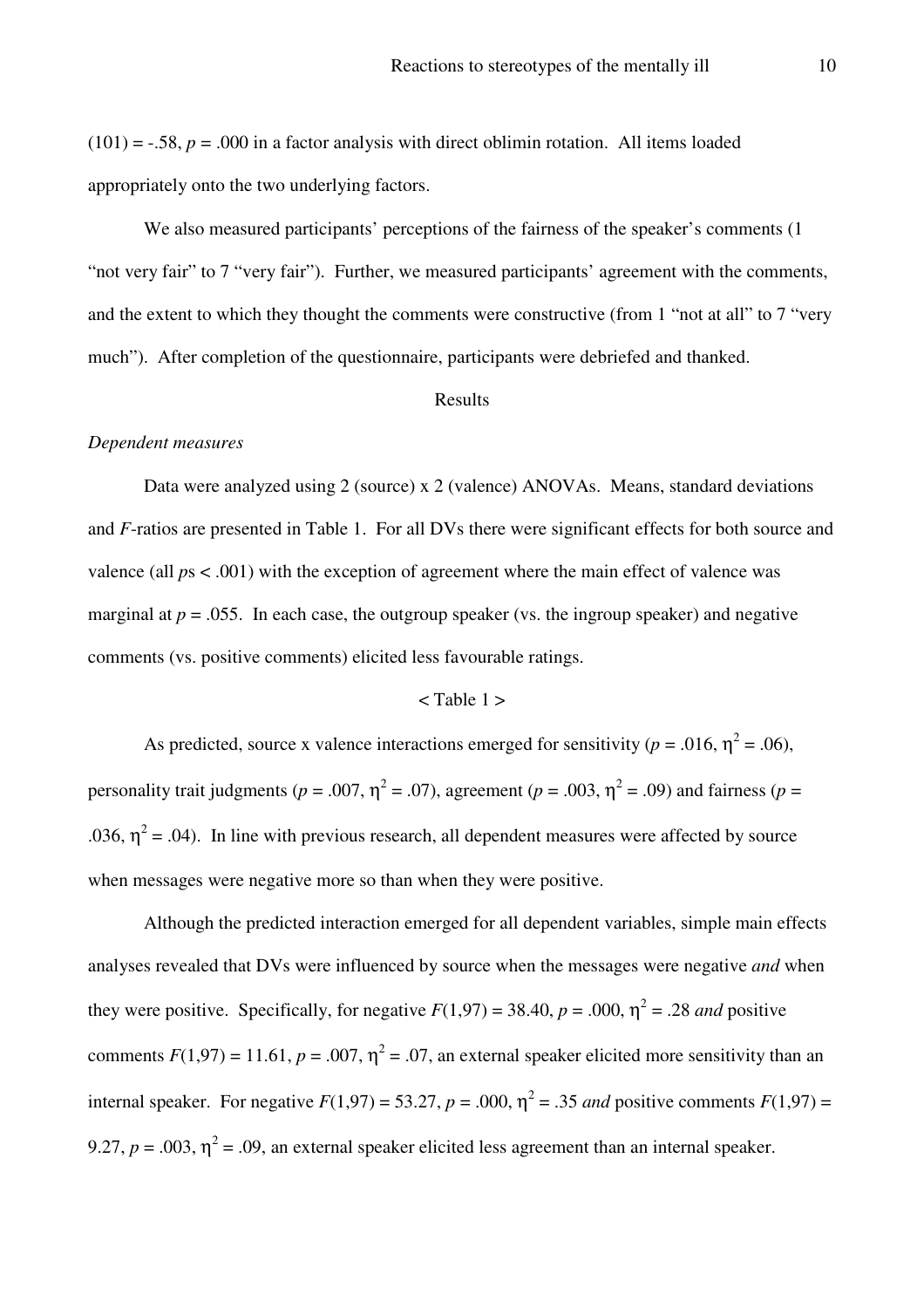(101) = -.58, $p$ = .000 in a factor analysis with direct oblimin rotation. All items loaded appropriately onto the two underlying factors.

We also measured participants' perceptions of the fairness of the speaker's comments (1 "not very fair" to 7 "very fair"). Further, we measured participants' agreement with the comments, and the extent to which they thought the comments were constructive (from 1 "not at all" to 7 "very much"). After completion of the questionnaire, participants were debriefed and thanked.

## Results

### *Dependent measures*

Data were analyzed using 2 (source) x 2 (valence) ANOVAs. Means, standard deviations and $F$-ratios are presented in Table 1. For all DVs there were significant effects for both source and valence (all $p$s < .001) with the exception of agreement where the main effect of valence was marginal at $p$ = .055. In each case, the outgroup speaker (vs. the ingroup speaker) and negative comments (vs. positive comments) elicited less favourable ratings.

< Table 1 >

As predicted, source x valence interactions emerged for sensitivity ($p$ = .016, $\eta^2$ = .06), personality trait judgments ($p$ = .007, $\eta^2$ = .07), agreement ($p$ = .003, $\eta^2$ = .09) and fairness ($p$ = .036, $\eta^2$ = .04). In line with previous research, all dependent measures were affected by source when messages were negative more so than when they were positive.

Although the predicted interaction emerged for all dependent variables, simple main effects analyses revealed that DVs were influenced by source when the messages were negative *and* when they were positive. Specifically, for negative $F(1,97)$ = 38.40, $p$ = .000, $\eta^2$ = .28 *and* positive comments $F(1,97)$ = 11.61, $p$ = .007, $\eta^2$ = .07, an external speaker elicited more sensitivity than an internal speaker. For negative $F(1,97)$ = 53.27, $p$ = .000, $\eta^2$ = .35 *and* positive comments $F(1,97)$ = 9.27, $p$ = .003, $\eta^2$ = .09, an external speaker elicited less agreement than an internal speaker.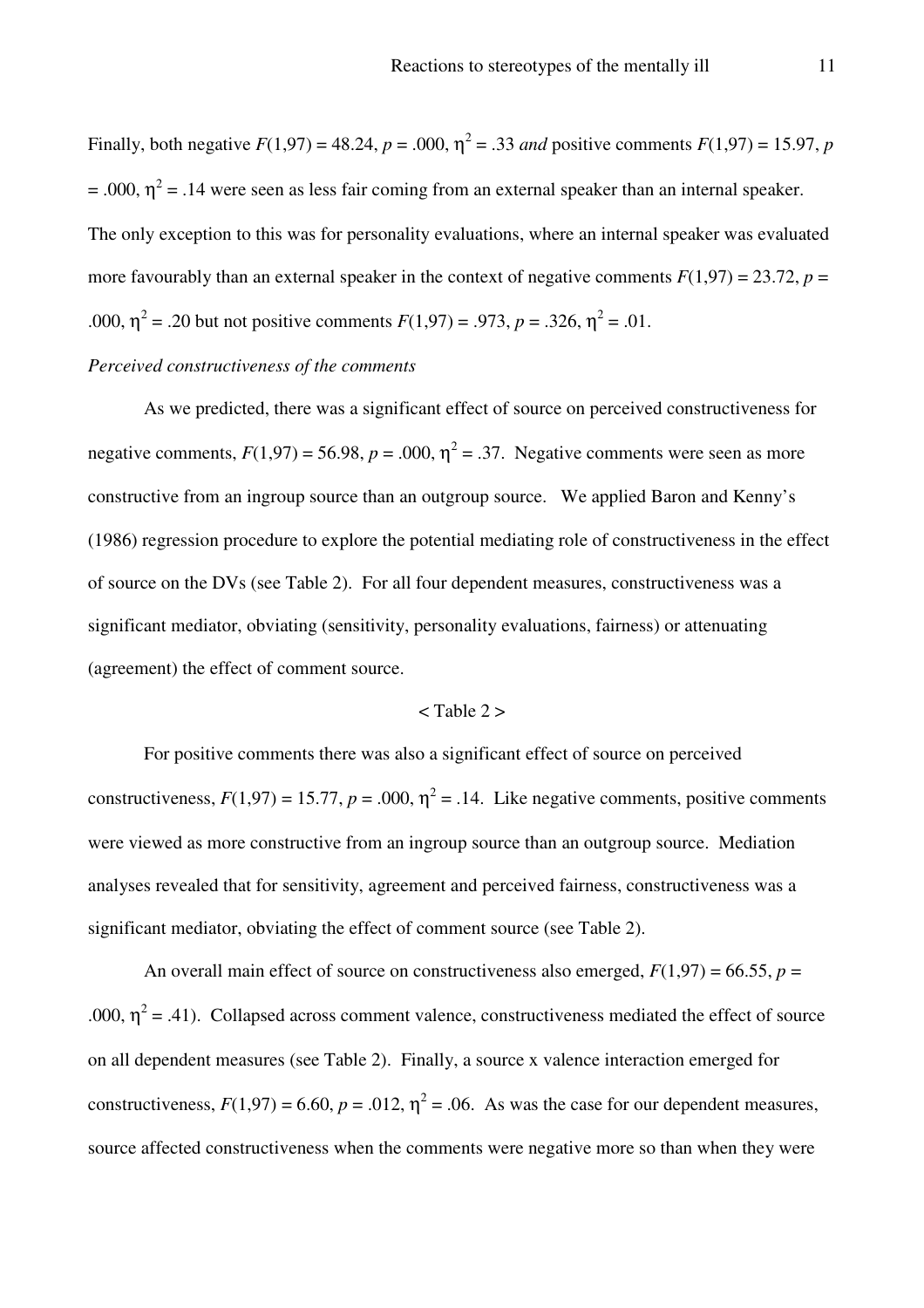Finally, both negative $F(1,97) = 48.24$, $p = .000$, $\eta^2 = .33$ *and* positive comments $F(1,97) = 15.97$, $p = .000$, $\eta^2 = .14$ were seen as less fair coming from an external speaker than an internal speaker. The only exception to this was for personality evaluations, where an internal speaker was evaluated more favourably than an external speaker in the context of negative comments $F(1,97) = 23.72$, $p = .000$, $\eta^2 = .20$ but not positive comments $F(1,97) = .973$, $p = .326$, $\eta^2 = .01$.

*Perceived constructiveness of the comments*

As we predicted, there was a significant effect of source on perceived constructiveness for negative comments, $F(1,97) = 56.98$, $p = .000$, $\eta^2 = .37$. Negative comments were seen as more constructive from an ingroup source than an outgroup source. We applied Baron and Kenny's (1986) regression procedure to explore the potential mediating role of constructiveness in the effect of source on the DVs (see Table 2). For all four dependent measures, constructiveness was a significant mediator, obviating (sensitivity, personality evaluations, fairness) or attenuating (agreement) the effect of comment source.

< Table 2 >

For positive comments there was also a significant effect of source on perceived constructiveness, $F(1,97) = 15.77$, $p = .000$, $\eta^2 = .14$. Like negative comments, positive comments were viewed as more constructive from an ingroup source than an outgroup source. Mediation analyses revealed that for sensitivity, agreement and perceived fairness, constructiveness was a significant mediator, obviating the effect of comment source (see Table 2).

An overall main effect of source on constructiveness also emerged, $F(1,97) = 66.55$, $p = .000$, $\eta^2 = .41$). Collapsed across comment valence, constructiveness mediated the effect of source on all dependent measures (see Table 2). Finally, a source x valence interaction emerged for constructiveness, $F(1,97) = 6.60$, $p = .012$, $\eta^2 = .06$. As was the case for our dependent measures, source affected constructiveness when the comments were negative more so than when they were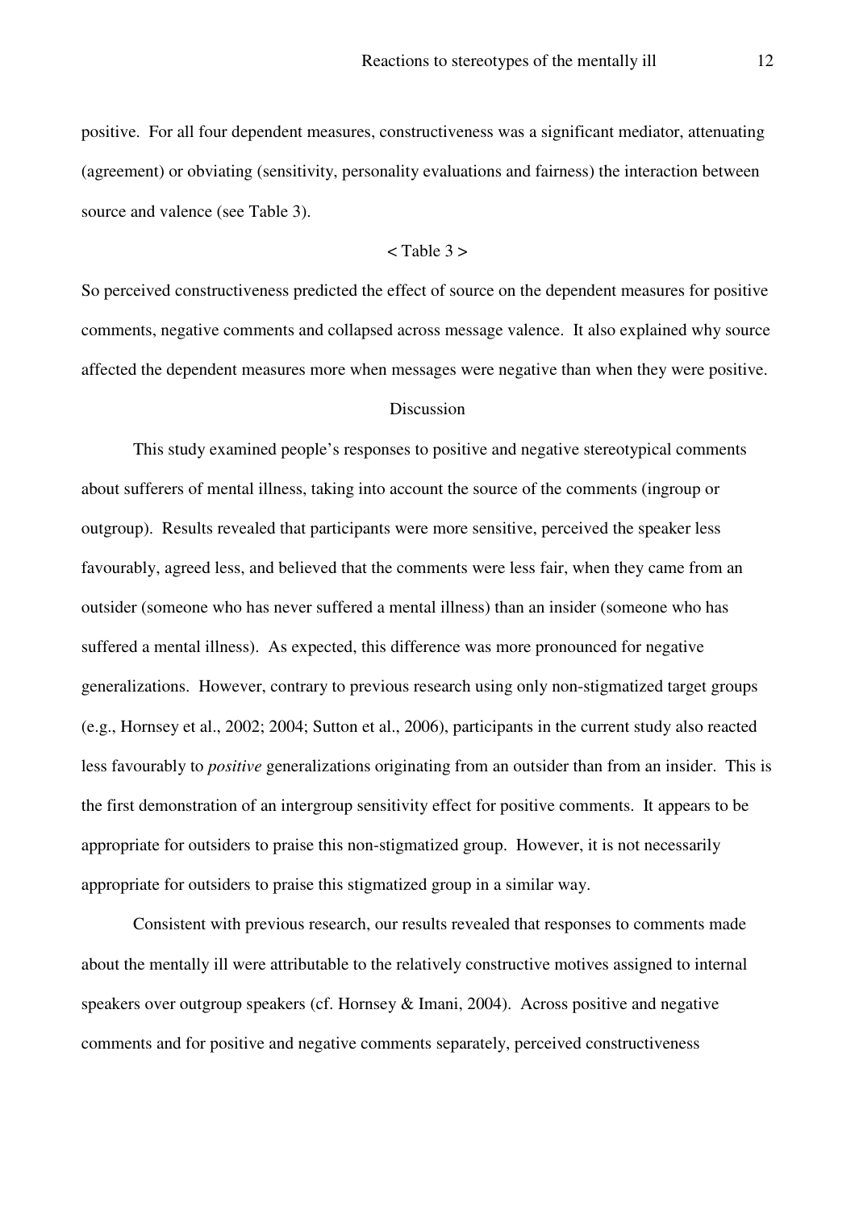positive. For all four dependent measures, constructiveness was a significant mediator, attenuating (agreement) or obviating (sensitivity, personality evaluations and fairness) the interaction between source and valence (see Table 3).

< Table 3 >

So perceived constructiveness predicted the effect of source on the dependent measures for positive comments, negative comments and collapsed across message valence. It also explained why source affected the dependent measures more when messages were negative than when they were positive.

## Discussion

This study examined people's responses to positive and negative stereotypical comments about sufferers of mental illness, taking into account the source of the comments (ingroup or outgroup). Results revealed that participants were more sensitive, perceived the speaker less favourably, agreed less, and believed that the comments were less fair, when they came from an outsider (someone who has never suffered a mental illness) than an insider (someone who has suffered a mental illness). As expected, this difference was more pronounced for negative generalizations. However, contrary to previous research using only non-stigmatized target groups (e.g., Hornsey et al., 2002; 2004; Sutton et al., 2006), participants in the current study also reacted less favourably to *positive* generalizations originating from an outsider than from an insider. This is the first demonstration of an intergroup sensitivity effect for positive comments. It appears to be appropriate for outsiders to praise this non-stigmatized group. However, it is not necessarily appropriate for outsiders to praise this stigmatized group in a similar way.

Consistent with previous research, our results revealed that responses to comments made about the mentally ill were attributable to the relatively constructive motives assigned to internal speakers over outgroup speakers (cf. Hornsey & Imani, 2004). Across positive and negative comments and for positive and negative comments separately, perceived constructiveness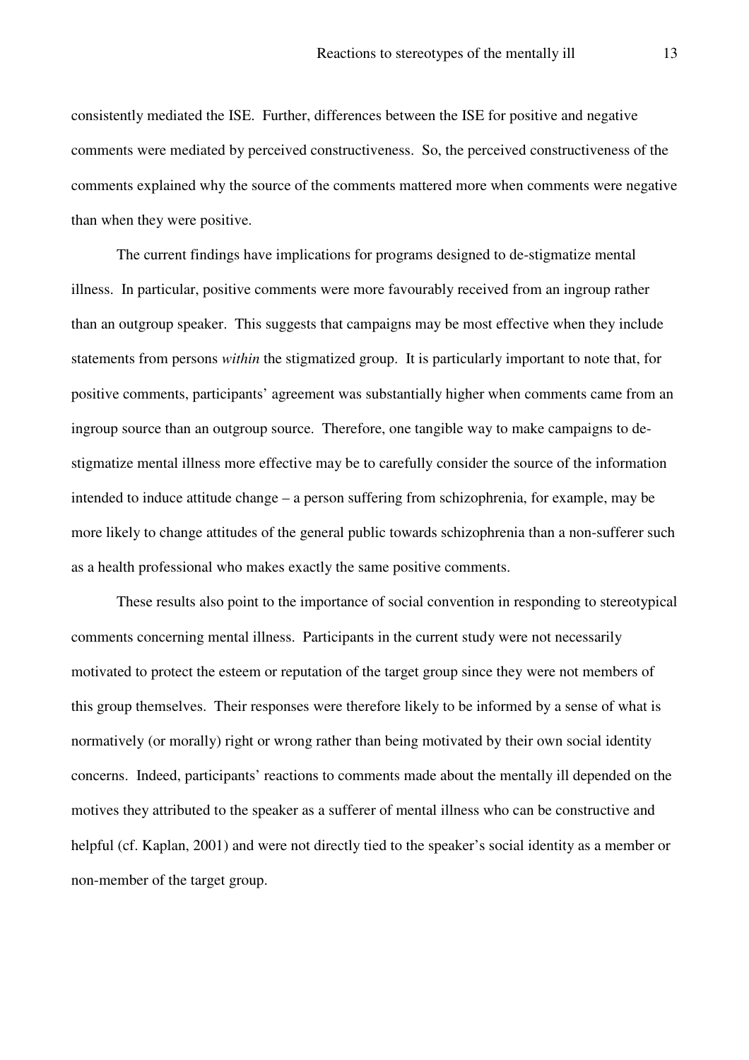consistently mediated the ISE. Further, differences between the ISE for positive and negative comments were mediated by perceived constructiveness. So, the perceived constructiveness of the comments explained why the source of the comments mattered more when comments were negative than when they were positive.

The current findings have implications for programs designed to de-stigmatize mental illness. In particular, positive comments were more favourably received from an ingroup rather than an outgroup speaker. This suggests that campaigns may be most effective when they include statements from persons *within* the stigmatized group. It is particularly important to note that, for positive comments, participants' agreement was substantially higher when comments came from an ingroup source than an outgroup source. Therefore, one tangible way to make campaigns to de-stigmatize mental illness more effective may be to carefully consider the source of the information intended to induce attitude change – a person suffering from schizophrenia, for example, may be more likely to change attitudes of the general public towards schizophrenia than a non-sufferer such as a health professional who makes exactly the same positive comments.

These results also point to the importance of social convention in responding to stereotypical comments concerning mental illness. Participants in the current study were not necessarily motivated to protect the esteem or reputation of the target group since they were not members of this group themselves. Their responses were therefore likely to be informed by a sense of what is normatively (or morally) right or wrong rather than being motivated by their own social identity concerns. Indeed, participants' reactions to comments made about the mentally ill depended on the motives they attributed to the speaker as a sufferer of mental illness who can be constructive and helpful (cf. Kaplan, 2001) and were not directly tied to the speaker's social identity as a member or non-member of the target group.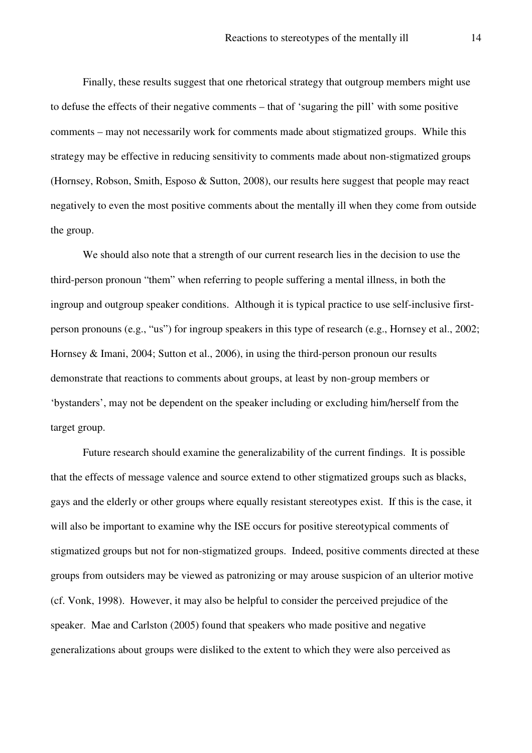Finally, these results suggest that one rhetorical strategy that outgroup members might use to defuse the effects of their negative comments – that of 'sugaring the pill' with some positive comments – may not necessarily work for comments made about stigmatized groups. While this strategy may be effective in reducing sensitivity to comments made about non-stigmatized groups (Hornsey, Robson, Smith, Esposo & Sutton, 2008), our results here suggest that people may react negatively to even the most positive comments about the mentally ill when they come from outside the group.

We should also note that a strength of our current research lies in the decision to use the third-person pronoun "them" when referring to people suffering a mental illness, in both the ingroup and outgroup speaker conditions. Although it is typical practice to use self-inclusive first-person pronouns (e.g., "us") for ingroup speakers in this type of research (e.g., Hornsey et al., 2002; Hornsey & Imani, 2004; Sutton et al., 2006), in using the third-person pronoun our results demonstrate that reactions to comments about groups, at least by non-group members or 'bystanders', may not be dependent on the speaker including or excluding him/herself from the target group.

Future research should examine the generalizability of the current findings. It is possible that the effects of message valence and source extend to other stigmatized groups such as blacks, gays and the elderly or other groups where equally resistant stereotypes exist. If this is the case, it will also be important to examine why the ISE occurs for positive stereotypical comments of stigmatized groups but not for non-stigmatized groups. Indeed, positive comments directed at these groups from outsiders may be viewed as patronizing or may arouse suspicion of an ulterior motive (cf. Vonk, 1998). However, it may also be helpful to consider the perceived prejudice of the speaker. Mae and Carlston (2005) found that speakers who made positive and negative generalizations about groups were disliked to the extent to which they were also perceived as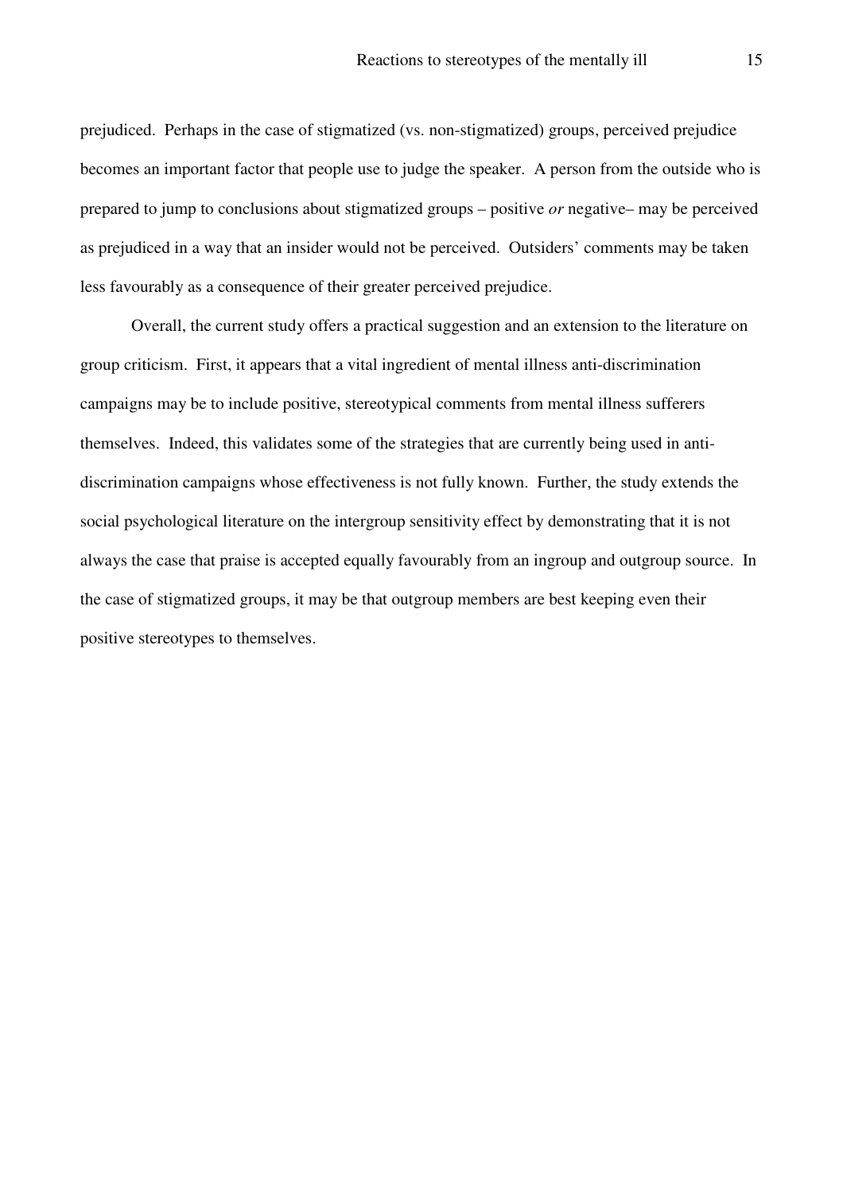prejudiced. Perhaps in the case of stigmatized (vs. non-stigmatized) groups, perceived prejudice becomes an important factor that people use to judge the speaker. A person from the outside who is prepared to jump to conclusions about stigmatized groups – positive *or* negative– may be perceived as prejudiced in a way that an insider would not be perceived. Outsiders' comments may be taken less favourably as a consequence of their greater perceived prejudice.

Overall, the current study offers a practical suggestion and an extension to the literature on group criticism. First, it appears that a vital ingredient of mental illness anti-discrimination campaigns may be to include positive, stereotypical comments from mental illness sufferers themselves. Indeed, this validates some of the strategies that are currently being used in anti-discrimination campaigns whose effectiveness is not fully known. Further, the study extends the social psychological literature on the intergroup sensitivity effect by demonstrating that it is not always the case that praise is accepted equally favourably from an ingroup and outgroup source. In the case of stigmatized groups, it may be that outgroup members are best keeping even their positive stereotypes to themselves.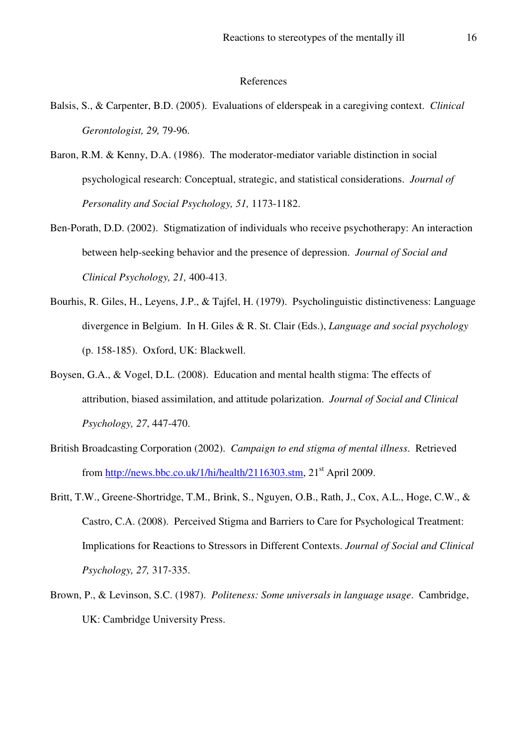# References

Balsis, S., & Carpenter, B.D. (2005). Evaluations of elderspeak in a caregiving context. *Clinical Gerontologist, 29,* 79-96.

Baron, R.M. & Kenny, D.A. (1986). The moderator-mediator variable distinction in social psychological research: Conceptual, strategic, and statistical considerations. *Journal of Personality and Social Psychology, 51,* 1173-1182.

Ben-Porath, D.D. (2002). Stigmatization of individuals who receive psychotherapy: An interaction between help-seeking behavior and the presence of depression. *Journal of Social and Clinical Psychology, 21,* 400-413.

Bourhis, R. Giles, H., Leyens, J.P., & Tajfel, H. (1979). Psycholinguistic distinctiveness: Language divergence in Belgium. In H. Giles & R. St. Clair (Eds.), *Language and social psychology* (p. 158-185). Oxford, UK: Blackwell.

Boysen, G.A., & Vogel, D.L. (2008). Education and mental health stigma: The effects of attribution, biased assimilation, and attitude polarization. *Journal of Social and Clinical Psychology, 27*, 447-470.

British Broadcasting Corporation (2002). *Campaign to end stigma of mental illness*. Retrieved from http://news.bbc.co.uk/1/hi/health/2116303.stm, 21st April 2009.

Britt, T.W., Greene-Shortridge, T.M., Brink, S., Nguyen, O.B., Rath, J., Cox, A.L., Hoge, C.W., & Castro, C.A. (2008). Perceived Stigma and Barriers to Care for Psychological Treatment: Implications for Reactions to Stressors in Different Contexts. *Journal of Social and Clinical Psychology, 27,* 317-335.

Brown, P., & Levinson, S.C. (1987). *Politeness: Some universals in language usage*. Cambridge, UK: Cambridge University Press.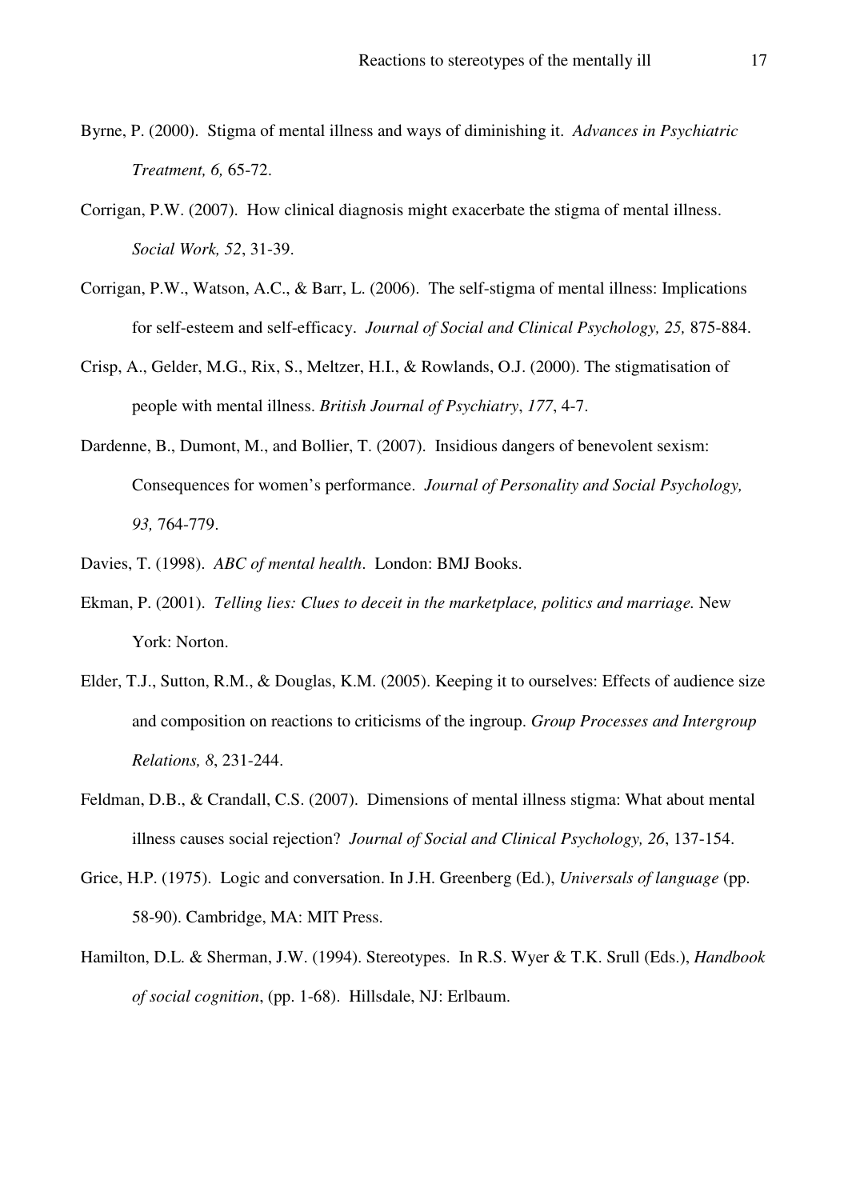Byrne, P. (2000). Stigma of mental illness and ways of diminishing it. *Advances in Psychiatric Treatment, 6,* 65-72.

Corrigan, P.W. (2007). How clinical diagnosis might exacerbate the stigma of mental illness. *Social Work, 52*, 31-39.

Corrigan, P.W., Watson, A.C., & Barr, L. (2006). The self-stigma of mental illness: Implications for self-esteem and self-efficacy. *Journal of Social and Clinical Psychology, 25,* 875-884.

Crisp, A., Gelder, M.G., Rix, S., Meltzer, H.I., & Rowlands, O.J. (2000). The stigmatisation of people with mental illness. *British Journal of Psychiatry*, *177*, 4-7.

Dardenne, B., Dumont, M., and Bollier, T. (2007). Insidious dangers of benevolent sexism: Consequences for women's performance. *Journal of Personality and Social Psychology, 93,* 764-779.

Davies, T. (1998). *ABC of mental health*. London: BMJ Books.

Ekman, P. (2001). *Telling lies: Clues to deceit in the marketplace, politics and marriage.* New York: Norton.

Elder, T.J., Sutton, R.M., & Douglas, K.M. (2005). Keeping it to ourselves: Effects of audience size and composition on reactions to criticisms of the ingroup. *Group Processes and Intergroup Relations, 8*, 231-244.

Feldman, D.B., & Crandall, C.S. (2007). Dimensions of mental illness stigma: What about mental illness causes social rejection? *Journal of Social and Clinical Psychology, 26*, 137-154.

Grice, H.P. (1975). Logic and conversation. In J.H. Greenberg (Ed.), *Universals of language* (pp. 58-90). Cambridge, MA: MIT Press.

Hamilton, D.L. & Sherman, J.W. (1994). Stereotypes. In R.S. Wyer & T.K. Srull (Eds.), *Handbook of social cognition*, (pp. 1-68). Hillsdale, NJ: Erlbaum.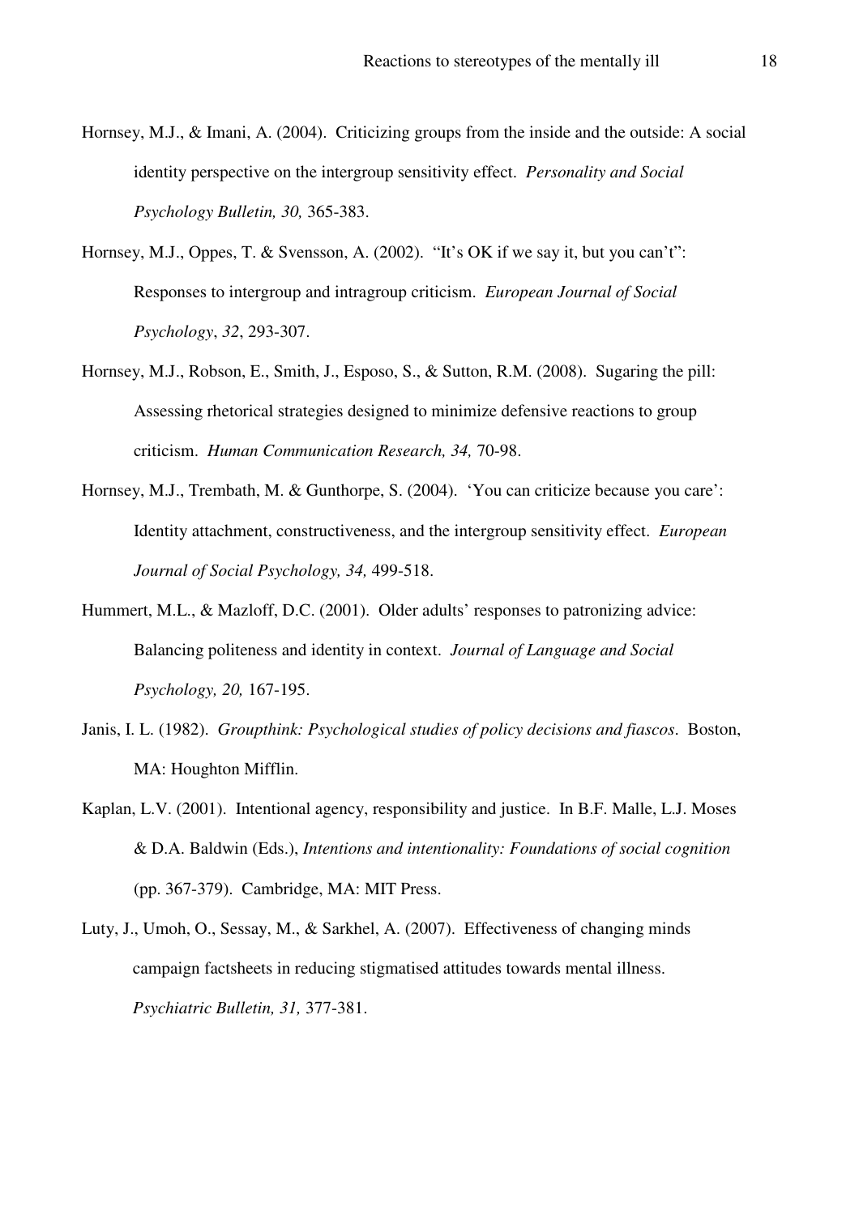Hornsey, M.J., & Imani, A. (2004). Criticizing groups from the inside and the outside: A social identity perspective on the intergroup sensitivity effect. *Personality and Social Psychology Bulletin, 30,* 365-383.

Hornsey, M.J., Oppes, T. & Svensson, A. (2002). "It's OK if we say it, but you can't": Responses to intergroup and intragroup criticism. *European Journal of Social Psychology*, *32*, 293-307.

Hornsey, M.J., Robson, E., Smith, J., Esposo, S., & Sutton, R.M. (2008). Sugaring the pill: Assessing rhetorical strategies designed to minimize defensive reactions to group criticism. *Human Communication Research, 34,* 70-98.

Hornsey, M.J., Trembath, M. & Gunthorpe, S. (2004). 'You can criticize because you care': Identity attachment, constructiveness, and the intergroup sensitivity effect. *European Journal of Social Psychology, 34,* 499-518.

Hummert, M.L., & Mazloff, D.C. (2001). Older adults' responses to patronizing advice: Balancing politeness and identity in context. *Journal of Language and Social Psychology, 20,* 167-195.

Janis, I. L. (1982). *Groupthink: Psychological studies of policy decisions and fiascos*. Boston, MA: Houghton Mifflin.

Kaplan, L.V. (2001). Intentional agency, responsibility and justice. In B.F. Malle, L.J. Moses & D.A. Baldwin (Eds.), *Intentions and intentionality: Foundations of social cognition* (pp. 367-379). Cambridge, MA: MIT Press.

Luty, J., Umoh, O., Sessay, M., & Sarkhel, A. (2007). Effectiveness of changing minds campaign factsheets in reducing stigmatised attitudes towards mental illness. *Psychiatric Bulletin, 31,* 377-381.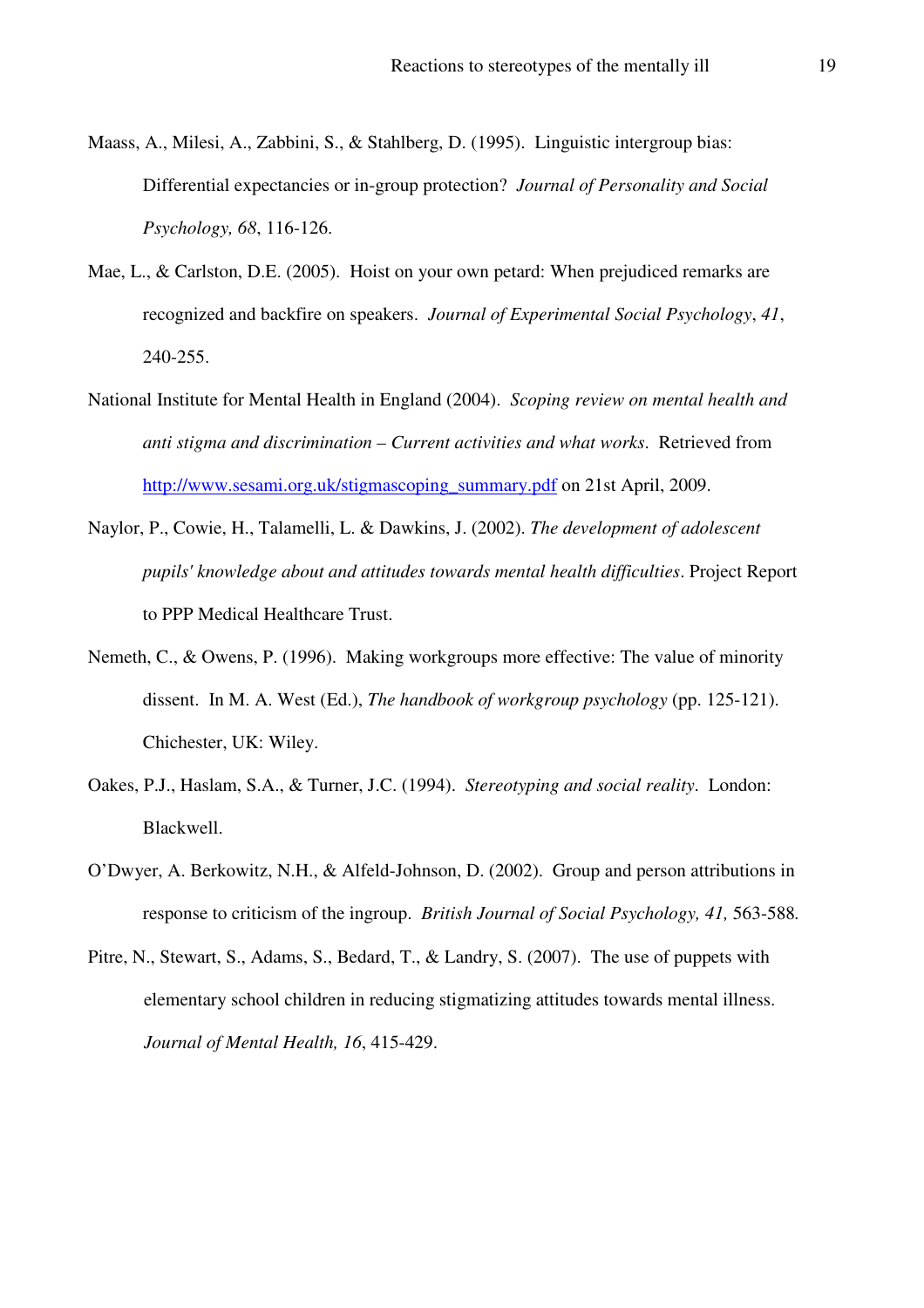Maass, A., Milesi, A., Zabbini, S., & Stahlberg, D. (1995). Linguistic intergroup bias: Differential expectancies or in-group protection? *Journal of Personality and Social Psychology, 68*, 116-126.

Mae, L., & Carlston, D.E. (2005). Hoist on your own petard: When prejudiced remarks are recognized and backfire on speakers. *Journal of Experimental Social Psychology*, *41*, 240-255.

National Institute for Mental Health in England (2004). *Scoping review on mental health and anti stigma and discrimination – Current activities and what works*. Retrieved from http://www.sesami.org.uk/stigmascoping_summary.pdf on 21st April, 2009.

Naylor, P., Cowie, H., Talamelli, L. & Dawkins, J. (2002). *The development of adolescent pupils' knowledge about and attitudes towards mental health difficulties*. Project Report to PPP Medical Healthcare Trust.

Nemeth, C., & Owens, P. (1996). Making workgroups more effective: The value of minority dissent. In M. A. West (Ed.), *The handbook of workgroup psychology* (pp. 125-121). Chichester, UK: Wiley.

Oakes, P.J., Haslam, S.A., & Turner, J.C. (1994). *Stereotyping and social reality*. London: Blackwell.

O'Dwyer, A. Berkowitz, N.H., & Alfeld-Johnson, D. (2002). Group and person attributions in response to criticism of the ingroup. *British Journal of Social Psychology, 41,* 563-588.

Pitre, N., Stewart, S., Adams, S., Bedard, T., & Landry, S. (2007). The use of puppets with elementary school children in reducing stigmatizing attitudes towards mental illness. *Journal of Mental Health, 16*, 415-429.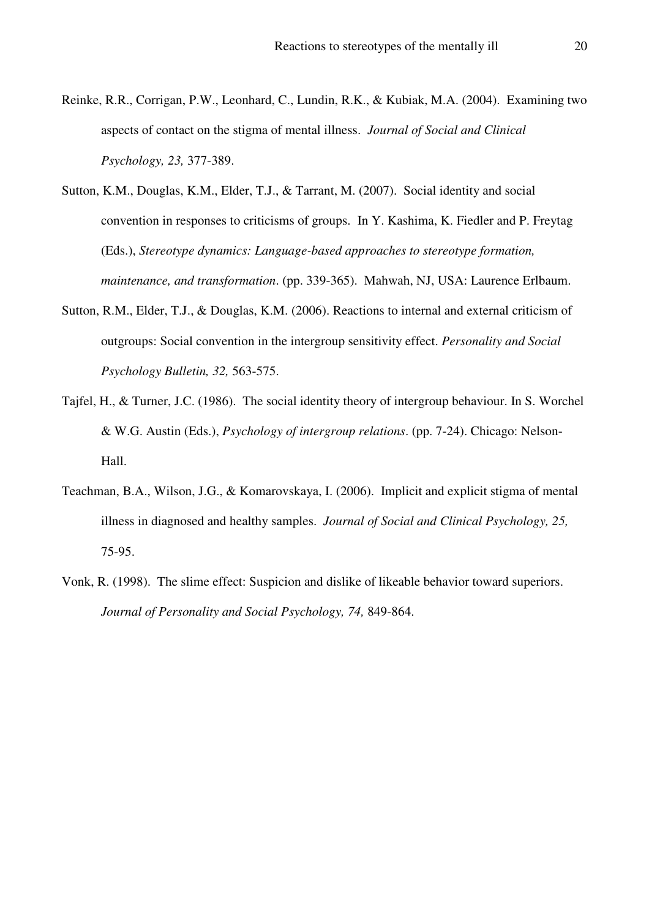Reinke, R.R., Corrigan, P.W., Leonhard, C., Lundin, R.K., & Kubiak, M.A. (2004). Examining two aspects of contact on the stigma of mental illness. *Journal of Social and Clinical Psychology, 23,* 377-389.

Sutton, K.M., Douglas, K.M., Elder, T.J., & Tarrant, M. (2007). Social identity and social convention in responses to criticisms of groups. In Y. Kashima, K. Fiedler and P. Freytag (Eds.), *Stereotype dynamics: Language-based approaches to stereotype formation, maintenance, and transformation*. (pp. 339-365). Mahwah, NJ, USA: Laurence Erlbaum.

Sutton, R.M., Elder, T.J., & Douglas, K.M. (2006). Reactions to internal and external criticism of outgroups: Social convention in the intergroup sensitivity effect. *Personality and Social Psychology Bulletin, 32,* 563-575.

Tajfel, H., & Turner, J.C. (1986). The social identity theory of intergroup behaviour. In S. Worchel & W.G. Austin (Eds.), *Psychology of intergroup relations*. (pp. 7-24). Chicago: Nelson-Hall.

Teachman, B.A., Wilson, J.G., & Komarovskaya, I. (2006). Implicit and explicit stigma of mental illness in diagnosed and healthy samples. *Journal of Social and Clinical Psychology, 25,* 75-95.

Vonk, R. (1998). The slime effect: Suspicion and dislike of likeable behavior toward superiors. *Journal of Personality and Social Psychology, 74,* 849-864.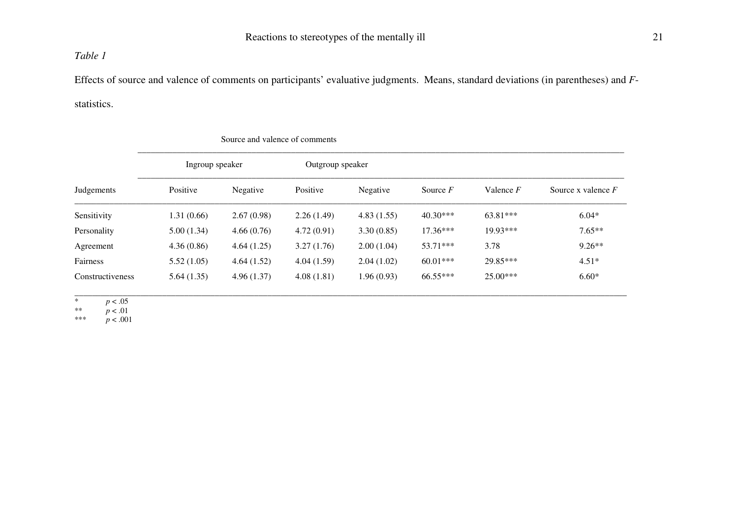*Table 1*

Effects of source and valence of comments on participants' evaluative judgments. Means, standard deviations (in parentheses) and *F*-statistics.

| | Source and valence of comments | | | | | | |
|---|---|---|---|---|---|---|---|
| | Ingroup speaker | | Outgroup speaker | | | | |
| Judgements | Positive | Negative | Positive | Negative | Source *F* | Valence *F* | Source x valence *F* |
| Sensitivity | 1.31 (0.66) | 2.67 (0.98) | 2.26 (1.49) | 4.83 (1.55) | 40.30*** | 63.81*** | 6.04* |
| Personality | 5.00 (1.34) | 4.66 (0.76) | 4.72 (0.91) | 3.30 (0.85) | 17.36*** | 19.93*** | 7.65** |
| Agreement | 4.36 (0.86) | 4.64 (1.25) | 3.27 (1.76) | 2.00 (1.04) | 53.71*** | 3.78 | 9.26** |
| Fairness | 5.52 (1.05) | 4.64 (1.52) | 4.04 (1.59) | 2.04 (1.02) | 60.01*** | 29.85*** | 4.51* |
| Constructiveness | 5.64 (1.35) | 4.96 (1.37) | 4.08 (1.81) | 1.96 (0.93) | 66.55*** | 25.00*** | 6.60* |

\* $p < .05$
\*\* $p < .01$
\*\*\* $p < .001$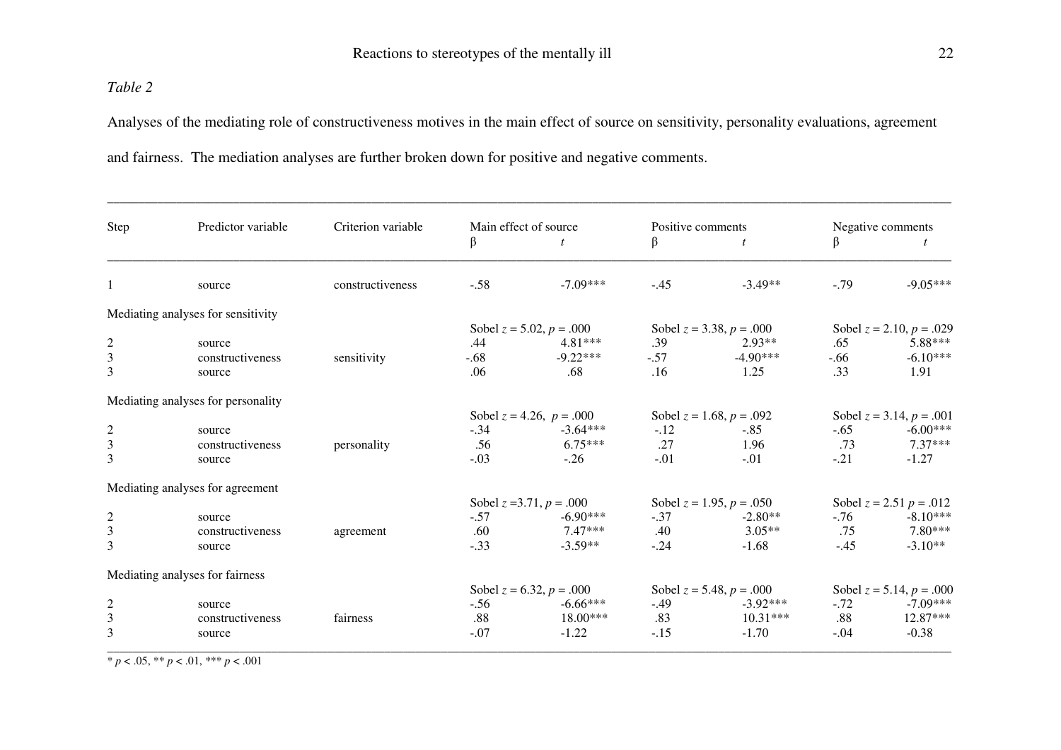*Table 2*

Analyses of the mediating role of constructiveness motives in the main effect of source on sensitivity, personality evaluations, agreement and fairness. The mediation analyses are further broken down for positive and negative comments.

| Step | Predictor variable | Criterion variable | Main effect of source | | Positive comments | | Negative comments | |
|---|---|---|---|---|---|---|---|---|
| | | | β | $t$ | β | $t$ | β | $t$ |
| 1 | source | constructiveness | -.58 | -7.09*** | -.45 | -3.49** | -.79 | -9.05*** |
| Mediating analyses for sensitivity | | | | | | | | |
| | | | Sobel $z$ = 5.02, $p$ = .000 | | Sobel $z$ = 3.38, $p$ = .000 | | Sobel $z$ = 2.10, $p$ = .029 | |
| 2 | source | | .44 | 4.81*** | .39 | 2.93** | .65 | 5.88*** |
| 3 | constructiveness | sensitivity | -.68 | -9.22*** | -.57 | -4.90*** | -.66 | -6.10*** |
| 3 | source | | .06 | .68 | .16 | 1.25 | .33 | 1.91 |
| Mediating analyses for personality | | | | | | | | |
| | | | Sobel $z$ = 4.26, $p$ = .000 | | Sobel $z$ = 1.68, $p$ = .092 | | Sobel $z$ = 3.14, $p$ = .001 | |
| 2 | source | | -.34 | -3.64*** | -.12 | -.85 | -.65 | -6.00*** |
| 3 | constructiveness | personality | .56 | 6.75*** | .27 | 1.96 | .73 | 7.37*** |
| 3 | source | | -.03 | -.26 | -.01 | -.01 | -.21 | -1.27 |
| Mediating analyses for agreement | | | | | | | | |
| | | | Sobel $z$ =3.71, $p$ = .000 | | Sobel $z$ = 1.95, $p$ = .050 | | Sobel $z$ = 2.51 $p$ = .012 | |
| 2 | source | | -.57 | -6.90*** | -.37 | -2.80** | -.76 | -8.10*** |
| 3 | constructiveness | agreement | .60 | 7.47*** | .40 | 3.05** | .75 | 7.80*** |
| 3 | source | | -.33 | -3.59** | -.24 | -1.68 | -.45 | -3.10** |
| Mediating analyses for fairness | | | | | | | | |
| | | | Sobel $z$ = 6.32, $p$ = .000 | | Sobel $z$ = 5.48, $p$ = .000 | | Sobel $z$ = 5.14, $p$ = .000 | |
| 2 | source | | -.56 | -6.66*** | -.49 | -3.92*** | -.72 | -7.09*** |
| 3 | constructiveness | fairness | .88 | 18.00*** | .83 | 10.31*** | .88 | 12.87*** |
| 3 | source | | -.07 | -1.22 | -.15 | -1.70 | -.04 | -0.38 |

\* $p < .05$, ** $p < .01$, *** $p < .001$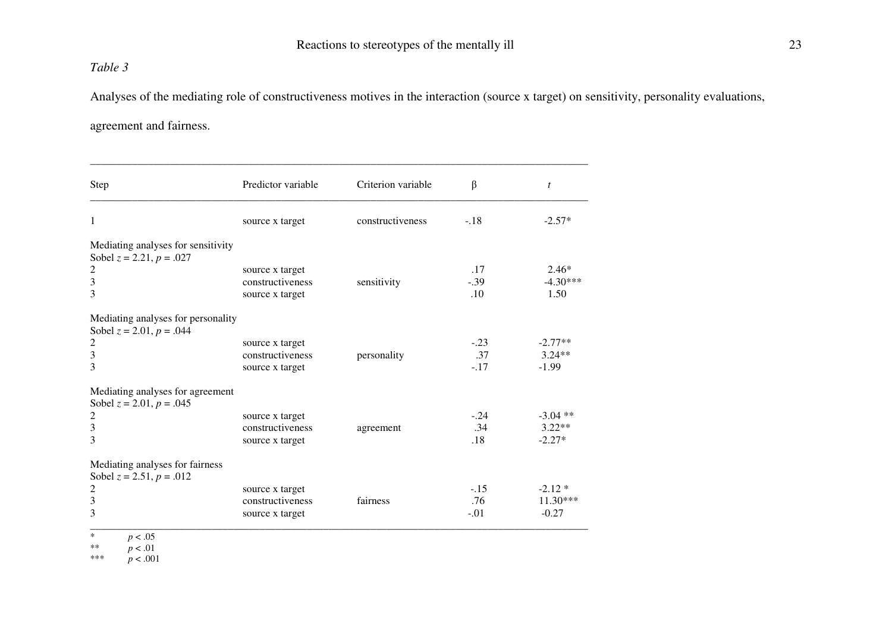*Table 3*

Analyses of the mediating role of constructiveness motives in the interaction (source x target) on sensitivity, personality evaluations, agreement and fairness.

| Step | Predictor variable | Criterion variable | β | *t* |
|---|---|---|---|---|
| 1 | source x target | constructiveness | -.18 | -2.57* |
| Mediating analyses for sensitivity | | | | |
| Sobel $z = 2.21$, $p = .027$ | | | | |
| 2 | source x target | | .17 | 2.46* |
| 3 | constructiveness | sensitivity | -.39 | -4.30*** |
| 3 | source x target | | .10 | 1.50 |
| Mediating analyses for personality | | | | |
| Sobel $z = 2.01$, $p = .044$ | | | | |
| 2 | source x target | | -.23 | -2.77** |
| 3 | constructiveness | personality | .37 | 3.24** |
| 3 | source x target | | -.17 | -1.99 |
| Mediating analyses for agreement | | | | |
| Sobel $z = 2.01$, $p = .045$ | | | | |
| 2 | source x target | | -.24 | -3.04 ** |
| 3 | constructiveness | agreement | .34 | 3.22** |
| 3 | source x target | | .18 | -2.27* |
| Mediating analyses for fairness | | | | |
| Sobel $z = 2.51$, $p = .012$ | | | | |
| 2 | source x target | | -.15 | -2.12 * |
| 3 | constructiveness | fairness | .76 | 11.30*** |
| 3 | source x target | | -.01 | -0.27 |

\* $p < .05$

\** $p < .01$

\*** $p < .001$